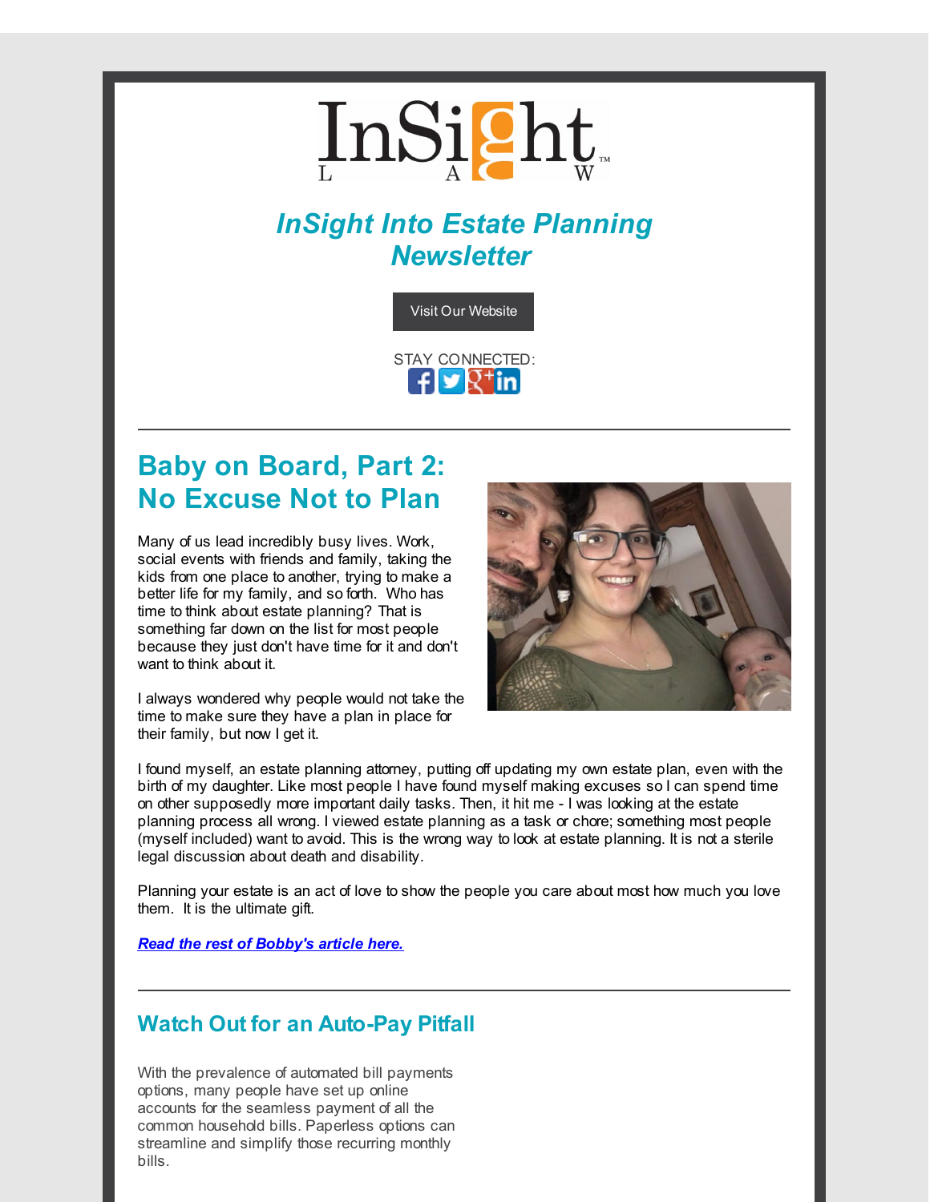InSight LAW™

# *InSight Into Estate Planning Newsletter*

Visit Our Website

STAY CONNECTED:

---

## Baby on Board, Part 2: No Excuse Not to Plan

Many of us lead incredibly busy lives. Work, social events with friends and family, taking the kids from one place to another, trying to make a better life for my family, and so forth. Who has time to think about estate planning? That is something far down on the list for most people because they just don't have time for it and don't want to think about it.

I always wondered why people would not take the time to make sure they have a plan in place for their family, but now I get it.

I found myself, an estate planning attorney, putting off updating my own estate plan, even with the birth of my daughter. Like most people I have found myself making excuses so I can spend time on other supposedly more important daily tasks. Then, it hit me - I was looking at the estate planning process all wrong. I viewed estate planning as a task or chore; something most people (myself included) want to avoid. This is the wrong way to look at estate planning. It is not a sterile legal discussion about death and disability.

Planning your estate is an act of love to show the people you care about most how much you love them. It is the ultimate gift.

***Read the rest of Bobby's article here.***

---

## Watch Out for an Auto-Pay Pitfall

With the prevalence of automated bill payments options, many people have set up online accounts for the seamless payment of all the common household bills. Paperless options can streamline and simplify those recurring monthly bills.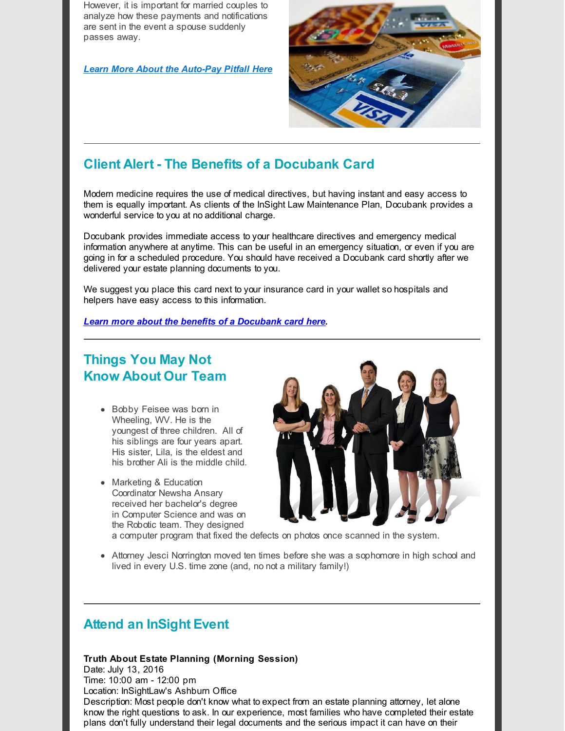However, it is important for married couples to analyze how these payments and notifications are sent in the event a spouse suddenly passes away.

***Learn More About the Auto-Pay Pitfall Here***

---

## Client Alert - The Benefits of a Docubank Card

Modern medicine requires the use of medical directives, but having instant and easy access to them is equally important. As clients of the InSight Law Maintenance Plan, Docubank provides a wonderful service to you at no additional charge.

Docubank provides immediate access to your healthcare directives and emergency medical information anywhere at anytime. This can be useful in an emergency situation, or even if you are going in for a scheduled procedure. You should have received a Docubank card shortly after we delivered your estate planning documents to you.

We suggest you place this card next to your insurance card in your wallet so hospitals and helpers have easy access to this information.

***Learn more about the benefits of a Docubank card here***.

---

## Things You May Not Know About Our Team

- Bobby Feisee was born in Wheeling, WV. He is the youngest of three children. All of his siblings are four years apart. His sister, Lila, is the eldest and his brother Ali is the middle child.
- Marketing & Education Coordinator Newsha Ansary received her bachelor's degree in Computer Science and was on the Robotic team. They designed a computer program that fixed the defects on photos once scanned in the system.
- Attorney Jesci Norrington moved ten times before she was a sophomore in high school and lived in every U.S. time zone (and, no not a military family!)

---

## Attend an InSight Event

**Truth About Estate Planning (Morning Session)**
Date: July 13, 2016
Time: 10:00 am - 12:00 pm
Location: InSightLaw's Ashburn Office
Description: Most people don't know what to expect from an estate planning attorney, let alone know the right questions to ask. In our experience, most families who have completed their estate plans don't fully understand their legal documents and the serious impact it can have on their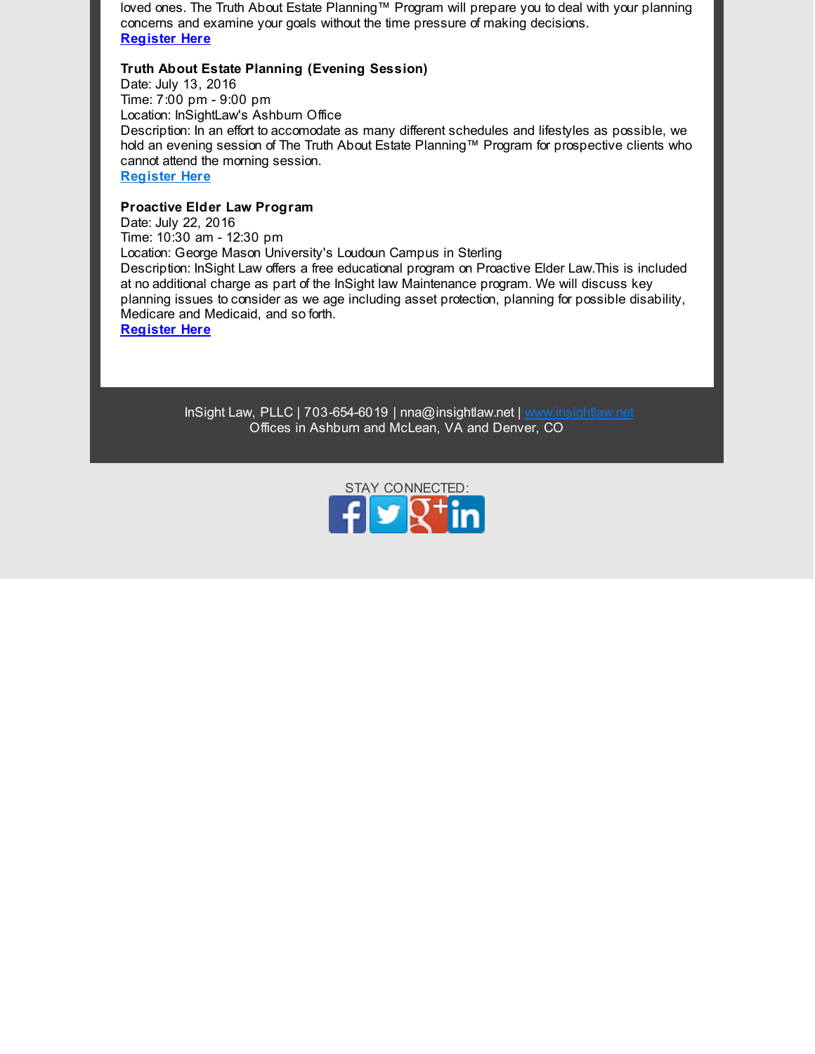loved ones. The Truth About Estate Planning™ Program will prepare you to deal with your planning concerns and examine your goals without the time pressure of making decisions.
**Register Here**

**Truth About Estate Planning (Evening Session)**
Date: July 13, 2016
Time: 7:00 pm - 9:00 pm
Location: InSightLaw's Ashburn Office
Description: In an effort to accomodate as many different schedules and lifestyles as possible, we hold an evening session of The Truth About Estate Planning™ Program for prospective clients who cannot attend the morning session.
**Register Here**

**Proactive Elder Law Program**
Date: July 22, 2016
Time: 10:30 am - 12:30 pm
Location: George Mason University's Loudoun Campus in Sterling
Description: InSight Law offers a free educational program on Proactive Elder Law.This is included at no additional charge as part of the InSight law Maintenance program. We will discuss key planning issues to consider as we age including asset protection, planning for possible disability, Medicare and Medicaid, and so forth.
**Register Here**

InSight Law, PLLC | 703-654-6019 | nna@insightlaw.net | www.insightlaw.net
Offices in Ashburn and McLean, VA and Denver, CO

STAY CONNECTED: